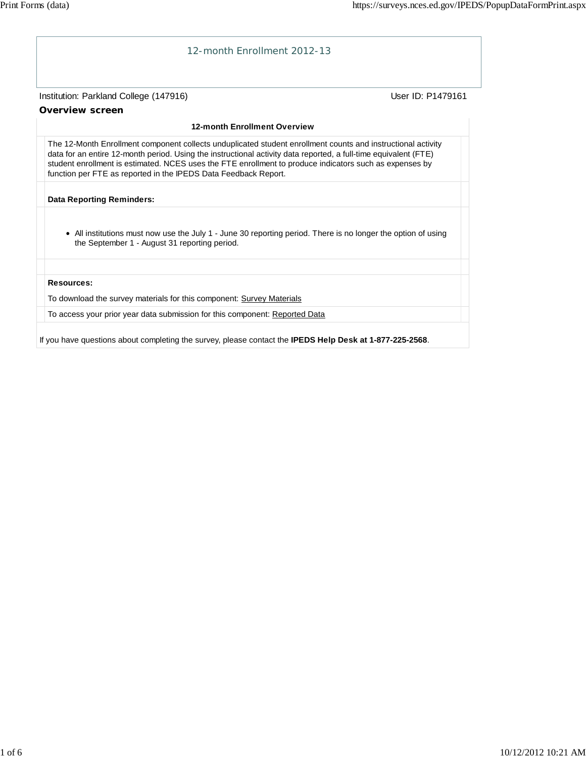# 12-month Enrollment 2012-13

Institution: Parkland College (147916) User ID: P1479161

## Overview screen

### 12-month Enrollment Overview

The 12-Month Enrollment component collects unduplicated student enrollment counts and instructional activity data for an entire 12-month period. Using the instructional activity data reported, a full-time equivalent (FTE) student enrollment is estimated. NCES uses the FTE enrollment to produce indicators such as expenses by function per FTE as reported in the IPEDS Data Feedback Report.

**Data Reporting Reminders:**

- All institutions must now use the July 1 - June 30 reporting period. There is no longer the option of using the September 1 - August 31 reporting period.

**Resources:**

To download the survey materials for this component: Survey Materials

To access your prior year data submission for this component: Reported Data

If you have questions about completing the survey, please contact the **IPEDS Help Desk at 1-877-225-2568**.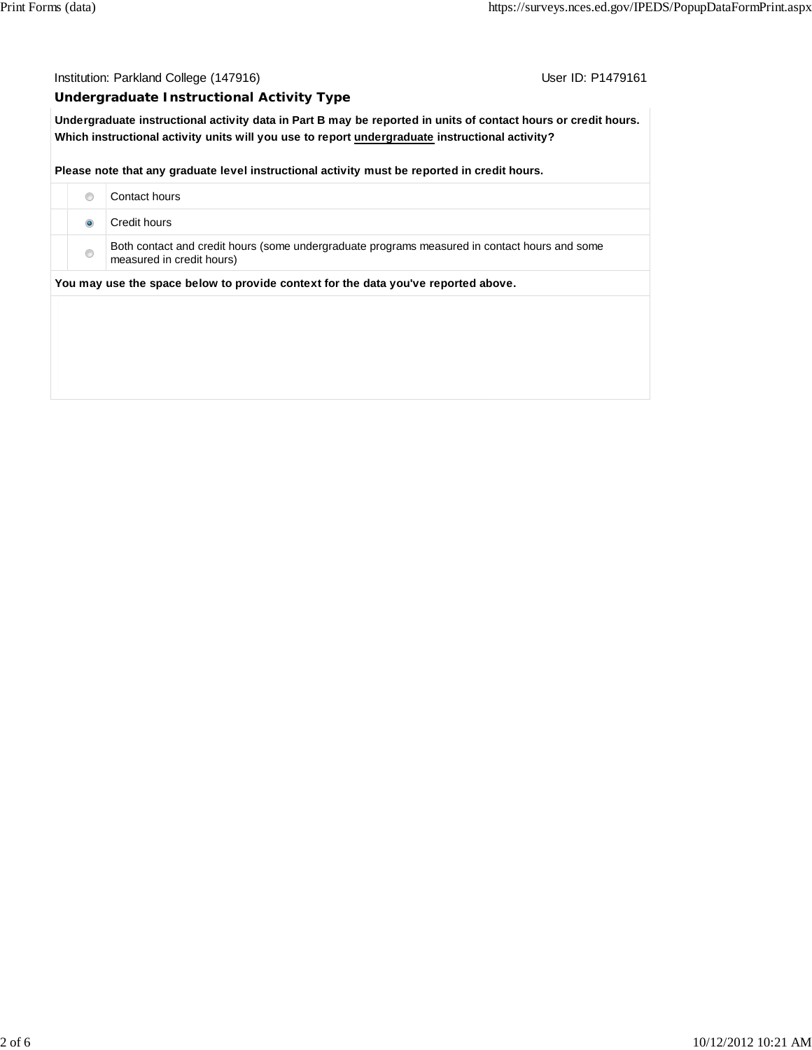Institution: Parkland College (147916) User ID: P1479161

## Undergraduate Instructional Activity Type

**Undergraduate instructional activity data in Part B may be reported in units of contact hours or credit hours. Which instructional activity units will you use to report undergraduate instructional activity?**

**Please note that any graduate level instructional activity must be reported in credit hours.**

| | Selection | Option |
|---|---|---|
| | ○ | Contact hours |
| | ◉ | Credit hours |
| | ○ | Both contact and credit hours (some undergraduate programs measured in contact hours and some measured in credit hours) |

**You may use the space below to provide context for the data you've reported above.**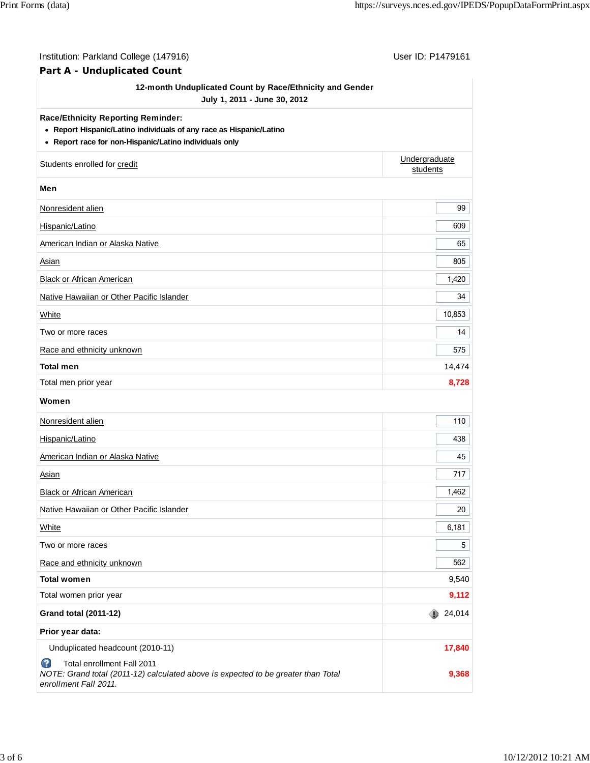Institution: Parkland College (147916) User ID: P1479161

## Part A - Unduplicated Count

**12-month Unduplicated Count by Race/Ethnicity and Gender**
**July 1, 2011 - June 30, 2012**

**Race/Ethnicity Reporting Reminder:**

- **Report Hispanic/Latino individuals of any race as Hispanic/Latino**
- **Report race for non-Hispanic/Latino individuals only**

| Students enrolled for credit | Undergraduate students |
|---|---|
| **Men** | |
| Nonresident alien | 99 |
| Hispanic/Latino | 609 |
| American Indian or Alaska Native | 65 |
| Asian | 805 |
| Black or African American | 1,420 |
| Native Hawaiian or Other Pacific Islander | 34 |
| White | 10,853 |
| Two or more races | 14 |
| Race and ethnicity unknown | 575 |
| **Total men** | 14,474 |
| Total men prior year | **8,728** |
| **Women** | |
| Nonresident alien | 110 |
| Hispanic/Latino | 438 |
| American Indian or Alaska Native | 45 |
| Asian | 717 |
| Black or African American | 1,462 |
| Native Hawaiian or Other Pacific Islander | 20 |
| White | 6,181 |
| Two or more races | 5 |
| Race and ethnicity unknown | 562 |
| **Total women** | 9,540 |
| Total women prior year | **9,112** |
| **Grand total (2011-12)** | 24,014 |
| **Prior year data:** | |
| Unduplicated headcount (2010-11) | **17,840** |
| Total enrollment Fall 2011<br>*NOTE: Grand total (2011-12) calculated above is expected to be greater than Total enrollment Fall 2011.* | **9,368** |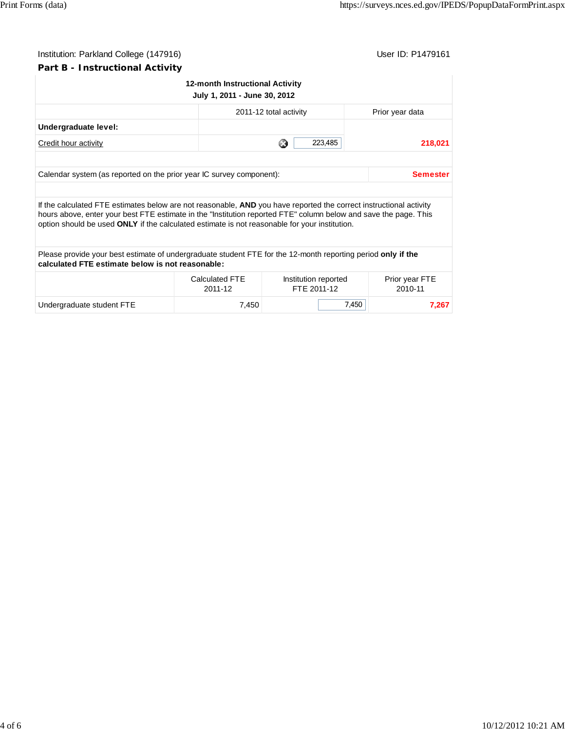Institution: Parkland College (147916)

User ID: P1479161

## Part B - Instructional Activity

| 12-month Instructional Activity<br>July 1, 2011 - June 30, 2012 | | |
|---|---|---|
| | 2011-12 total activity | Prior year data |
| **Undergraduate level:** | | |
| Credit hour activity | 223,485 | 218,021 |

| | |
|---|---|
| Calendar system (as reported on the prior year IC survey component): | Semester |

If the calculated FTE estimates below are not reasonable, **AND** you have reported the correct instructional activity hours above, enter your best FTE estimate in the "Institution reported FTE" column below and save the page. This option should be used **ONLY** if the calculated estimate is not reasonable for your institution.

Please provide your best estimate of undergraduate student FTE for the 12-month reporting period **only if the calculated FTE estimate below is not reasonable:**

| | Calculated FTE 2011-12 | Institution reported FTE 2011-12 | Prior year FTE 2010-11 |
|---|---|---|---|
| Undergraduate student FTE | 7,450 | 7,450 | 7,267 |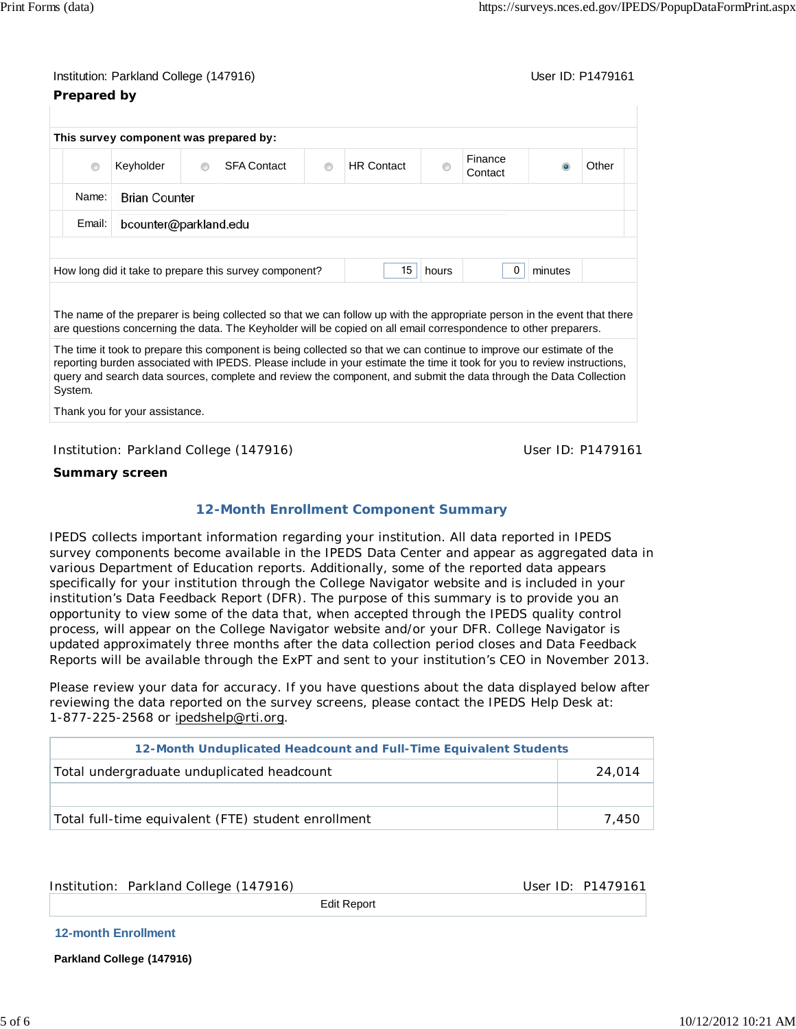Institution: Parkland College (147916)    User ID: P1479161

**Prepared by**

**This survey component was prepared by:**

| | | | | |
|---|---|---|---|---|
| ○ Keyholder | ○ SFA Contact | ○ HR Contact | ○ Finance Contact | ● Other |

Name: Brian Counter

Email: bcounter@parkland.edu

How long did it take to prepare this survey component? 15 hours 0 minutes

The name of the preparer is being collected so that we can follow up with the appropriate person in the event that there are questions concerning the data. The Keyholder will be copied on all email correspondence to other preparers.

The time it took to prepare this component is being collected so that we can continue to improve our estimate of the reporting burden associated with IPEDS. Please include in your estimate the time it took for you to review instructions, query and search data sources, complete and review the component, and submit the data through the Data Collection System.

Thank you for your assistance.

Institution: Parkland College (147916)    User ID: P1479161

**Summary screen**

## 12-Month Enrollment Component Summary

IPEDS collects important information regarding your institution. All data reported in IPEDS survey components become available in the IPEDS Data Center and appear as aggregated data in various Department of Education reports. Additionally, some of the reported data appears specifically for your institution through the College Navigator website and is included in your institution's Data Feedback Report (DFR). The purpose of this summary is to provide you an opportunity to view some of the data that, when accepted through the IPEDS quality control process, will appear on the College Navigator website and/or your DFR. College Navigator is updated approximately three months after the data collection period closes and Data Feedback Reports will be available through the ExPT and sent to your institution's CEO in November 2013.

Please review your data for accuracy. If you have questions about the data displayed below after reviewing the data reported on the survey screens, please contact the IPEDS Help Desk at: 1-877-225-2568 or ipedshelp@rti.org.

| 12-Month Unduplicated Headcount and Full-Time Equivalent Students | |
|---|---|
| Total undergraduate unduplicated headcount | 24,014 |
| | |
| Total full-time equivalent (FTE) student enrollment | 7,450 |

Institution: Parkland College (147916)    User ID: P1479161

Edit Report

### 12-month Enrollment

**Parkland College (147916)**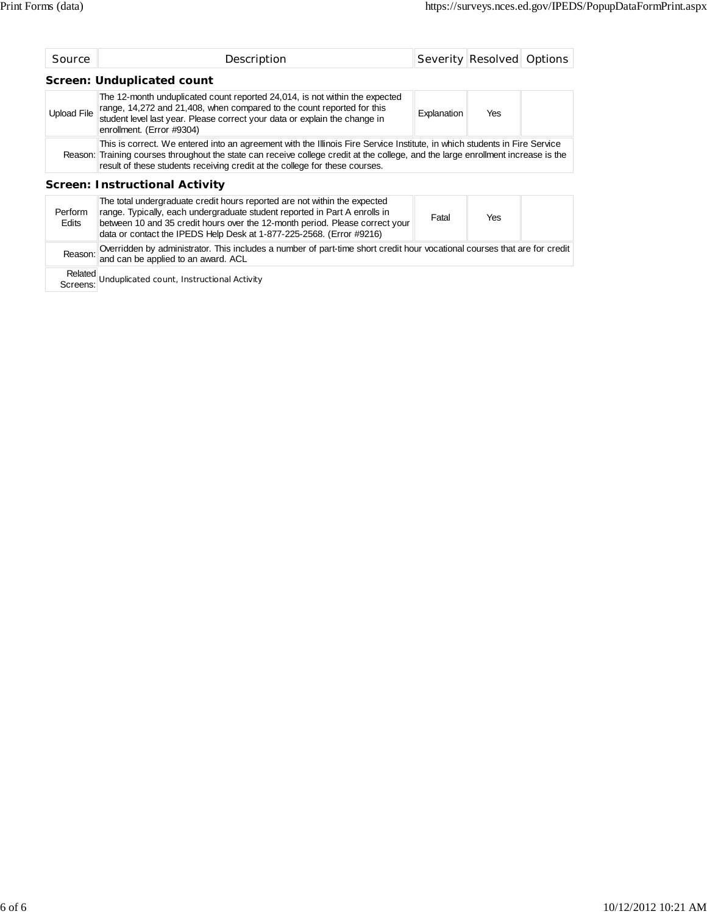| Source | Description | Severity | Resolved | Options |
|---|---|---|---|---|

**Screen: Unduplicated count**

| Source | Description | Severity | Resolved | Options |
|---|---|---|---|---|
| Upload File | The 12-month unduplicated count reported 24,014, is not within the expected range, 14,272 and 21,408, when compared to the count reported for this student level last year. Please correct your data or explain the change in enrollment. (Error #9304) | Explanation | Yes | |
| Reason: | This is correct. We entered into an agreement with the Illinois Fire Service Institute, in which students in Fire Service Training courses throughout the state can receive college credit at the college, and the large enrollment increase is the result of these students receiving credit at the college for these courses. | | | |

**Screen: Instructional Activity**

| Source | Description | Severity | Resolved | Options |
|---|---|---|---|---|
| Perform Edits | The total undergraduate credit hours reported are not within the expected range. Typically, each undergraduate student reported in Part A enrolls in between 10 and 35 credit hours over the 12-month period. Please correct your data or contact the IPEDS Help Desk at 1-877-225-2568. (Error #9216) | Fatal | Yes | |
| Reason: | Overridden by administrator. This includes a number of part-time short credit hour vocational courses that are for credit and can be applied to an award. ACL | | | |
| Related Screens: | Unduplicated count, Instructional Activity | | | |